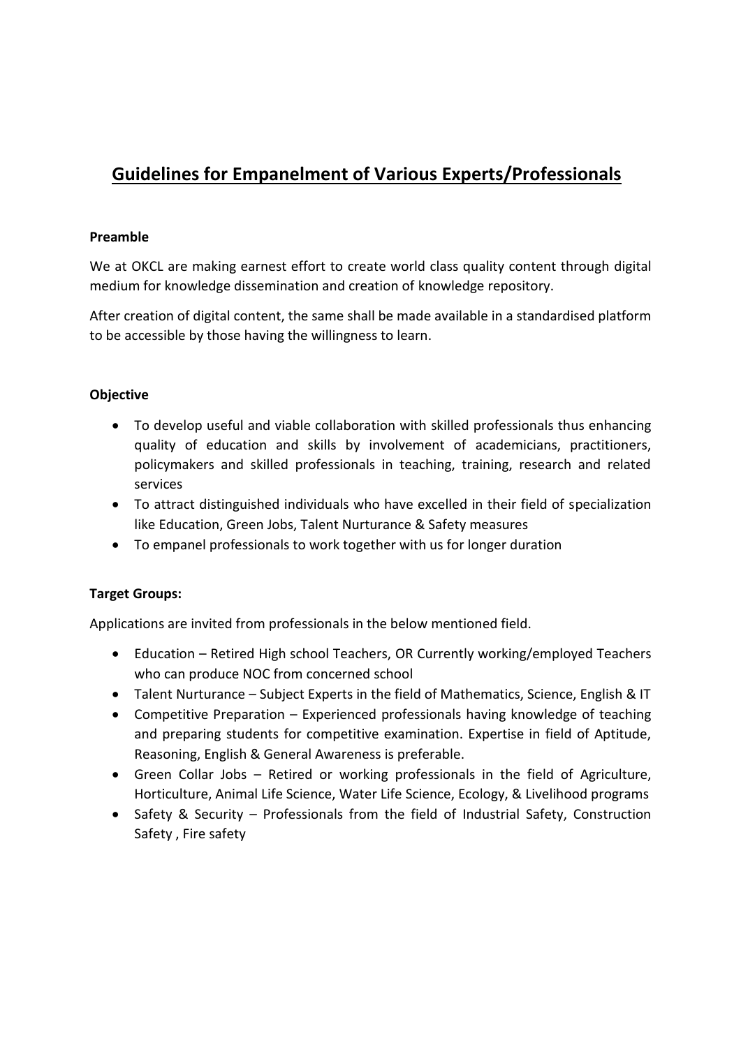# Guidelines for Empanelment of Various Experts/Professionals

**Preamble**

We at OKCL are making earnest effort to create world class quality content through digital medium for knowledge dissemination and creation of knowledge repository.

After creation of digital content, the same shall be made available in a standardised platform to be accessible by those having the willingness to learn.

**Objective**

- To develop useful and viable collaboration with skilled professionals thus enhancing quality of education and skills by involvement of academicians, practitioners, policymakers and skilled professionals in teaching, training, research and related services
- To attract distinguished individuals who have excelled in their field of specialization like Education, Green Jobs, Talent Nurturance & Safety measures
- To empanel professionals to work together with us for longer duration

**Target Groups:**

Applications are invited from professionals in the below mentioned field.

- Education – Retired High school Teachers, OR Currently working/employed Teachers who can produce NOC from concerned school
- Talent Nurturance – Subject Experts in the field of Mathematics, Science, English & IT
- Competitive Preparation – Experienced professionals having knowledge of teaching and preparing students for competitive examination. Expertise in field of Aptitude, Reasoning, English & General Awareness is preferable.
- Green Collar Jobs – Retired or working professionals in the field of Agriculture, Horticulture, Animal Life Science, Water Life Science, Ecology, & Livelihood programs
- Safety & Security – Professionals from the field of Industrial Safety, Construction Safety , Fire safety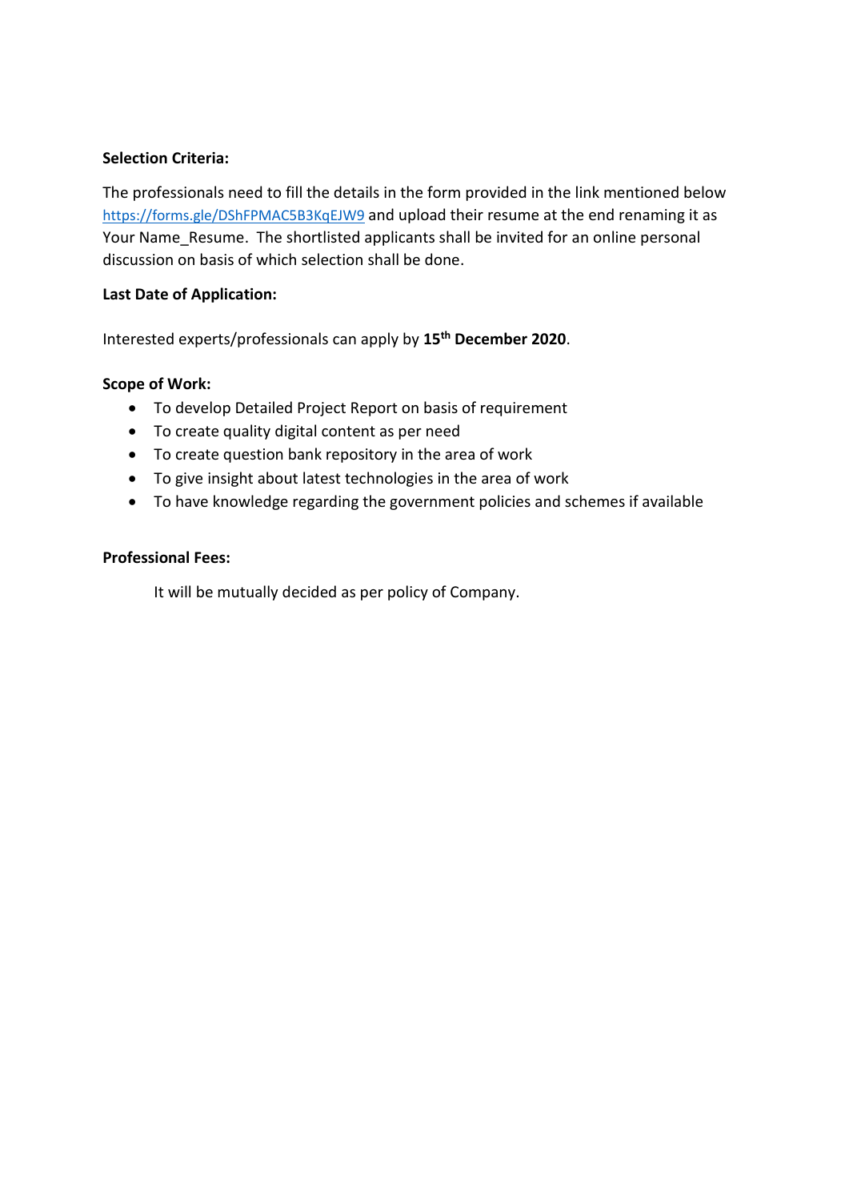**Selection Criteria:**

The professionals need to fill the details in the form provided in the link mentioned below https://forms.gle/DShFPMAC5B3KqEJW9 and upload their resume at the end renaming it as Your Name_Resume. The shortlisted applicants shall be invited for an online personal discussion on basis of which selection shall be done.

**Last Date of Application:**

Interested experts/professionals can apply by **15th December 2020**.

**Scope of Work:**

- To develop Detailed Project Report on basis of requirement
- To create quality digital content as per need
- To create question bank repository in the area of work
- To give insight about latest technologies in the area of work
- To have knowledge regarding the government policies and schemes if available

**Professional Fees:**

It will be mutually decided as per policy of Company.